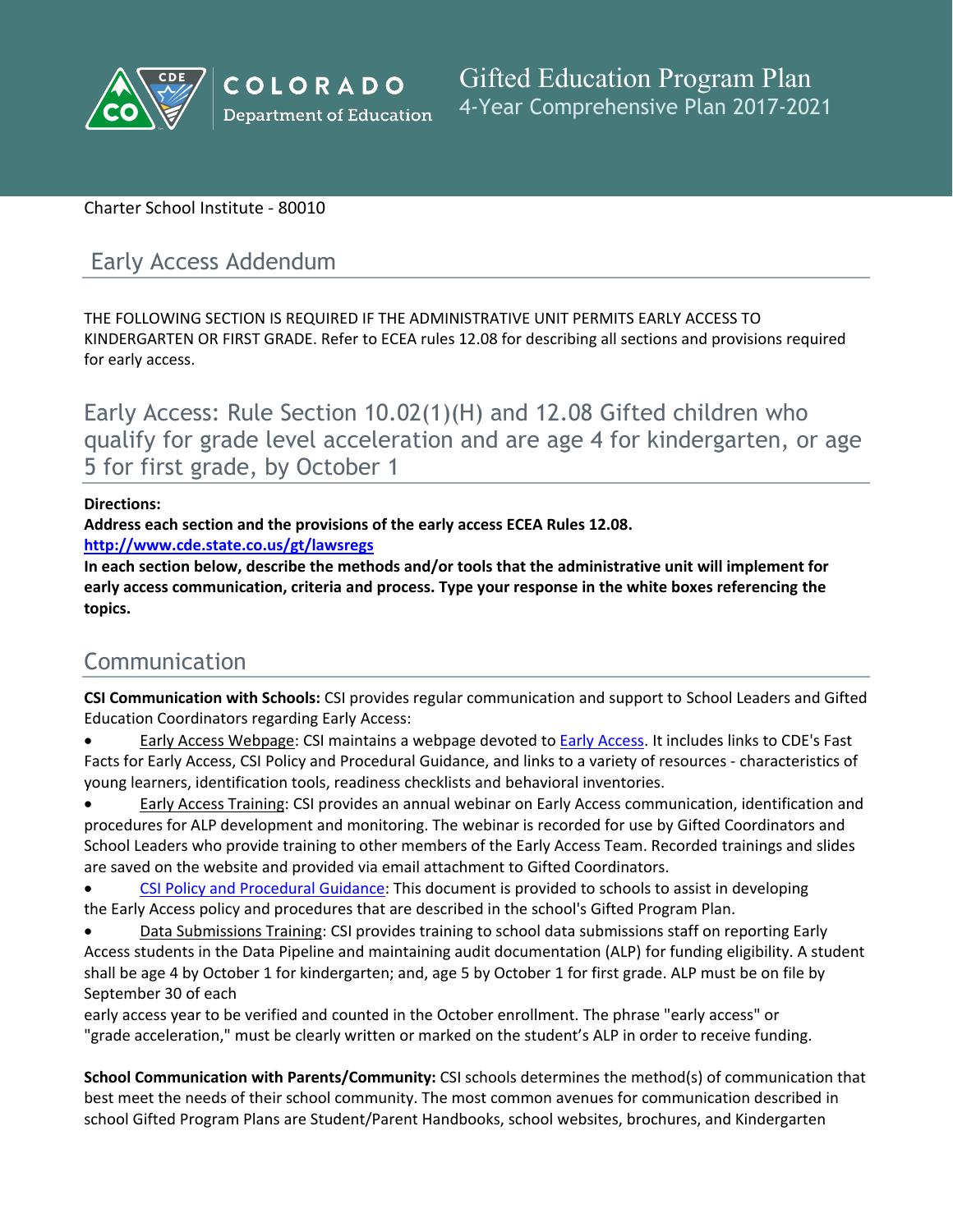COLORADO Department of Education

# Gifted Education Program Plan
4-Year Comprehensive Plan 2017-2021

Charter School Institute - 80010

## Early Access Addendum

THE FOLLOWING SECTION IS REQUIRED IF THE ADMINISTRATIVE UNIT PERMITS EARLY ACCESS TO KINDERGARTEN OR FIRST GRADE. Refer to ECEA rules 12.08 for describing all sections and provisions required for early access.

## Early Access: Rule Section 10.02(1)(H) and 12.08 Gifted children who qualify for grade level acceleration and are age 4 for kindergarten, or age 5 for first grade, by October 1

**Directions:**
**Address each section and the provisions of the early access ECEA Rules 12.08.**
**http://www.cde.state.co.us/gt/lawsregs**
**In each section below, describe the methods and/or tools that the administrative unit will implement for early access communication, criteria and process. Type your response in the white boxes referencing the topics.**

## Communication

**CSI Communication with Schools:** CSI provides regular communication and support to School Leaders and Gifted Education Coordinators regarding Early Access:

- Early Access Webpage: CSI maintains a webpage devoted to Early Access. It includes links to CDE's Fast Facts for Early Access, CSI Policy and Procedural Guidance, and links to a variety of resources - characteristics of young learners, identification tools, readiness checklists and behavioral inventories.
- Early Access Training: CSI provides an annual webinar on Early Access communication, identification and procedures for ALP development and monitoring. The webinar is recorded for use by Gifted Coordinators and School Leaders who provide training to other members of the Early Access Team. Recorded trainings and slides are saved on the website and provided via email attachment to Gifted Coordinators.
- CSI Policy and Procedural Guidance: This document is provided to schools to assist in developing the Early Access policy and procedures that are described in the school's Gifted Program Plan.
- Data Submissions Training: CSI provides training to school data submissions staff on reporting Early Access students in the Data Pipeline and maintaining audit documentation (ALP) for funding eligibility. A student shall be age 4 by October 1 for kindergarten; and, age 5 by October 1 for first grade. ALP must be on file by September 30 of each early access year to be verified and counted in the October enrollment. The phrase "early access" or "grade acceleration," must be clearly written or marked on the student's ALP in order to receive funding.

**School Communication with Parents/Community:** CSI schools determines the method(s) of communication that best meet the needs of their school community. The most common avenues for communication described in school Gifted Program Plans are Student/Parent Handbooks, school websites, brochures, and Kindergarten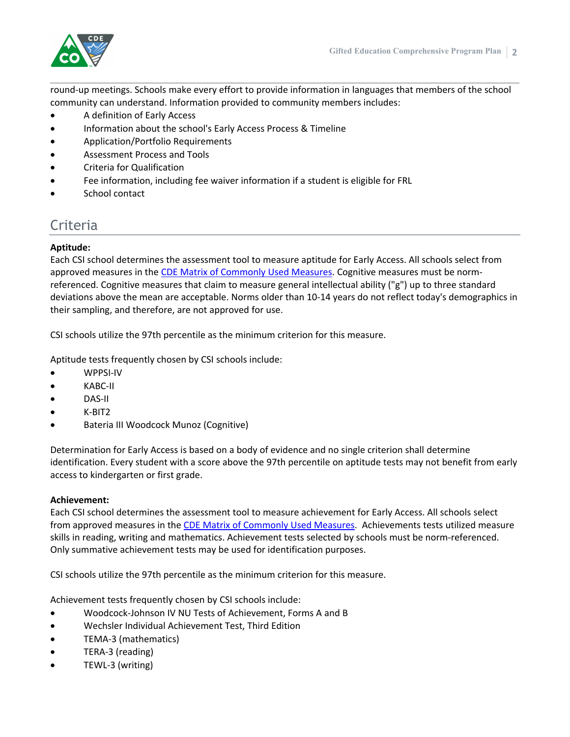round-up meetings. Schools make every effort to provide information in languages that members of the school community can understand. Information provided to community members includes:

- A definition of Early Access
- Information about the school's Early Access Process & Timeline
- Application/Portfolio Requirements
- Assessment Process and Tools
- Criteria for Qualification
- Fee information, including fee waiver information if a student is eligible for FRL
- School contact

## Criteria

**Aptitude:**
Each CSI school determines the assessment tool to measure aptitude for Early Access. All schools select from approved measures in the [CDE Matrix of Commonly Used Measures](). Cognitive measures must be norm-referenced. Cognitive measures that claim to measure general intellectual ability ("g") up to three standard deviations above the mean are acceptable. Norms older than 10-14 years do not reflect today's demographics in their sampling, and therefore, are not approved for use.

CSI schools utilize the 97th percentile as the minimum criterion for this measure.

Aptitude tests frequently chosen by CSI schools include:

- WPPSI-IV
- KABC-II
- DAS-II
- K-BIT2
- Bateria III Woodcock Munoz (Cognitive)

Determination for Early Access is based on a body of evidence and no single criterion shall determine identification. Every student with a score above the 97th percentile on aptitude tests may not benefit from early access to kindergarten or first grade.

**Achievement:**
Each CSI school determines the assessment tool to measure achievement for Early Access. All schools select from approved measures in the [CDE Matrix of Commonly Used Measures](). Achievements tests utilized measure skills in reading, writing and mathematics. Achievement tests selected by schools must be norm-referenced. Only summative achievement tests may be used for identification purposes.

CSI schools utilize the 97th percentile as the minimum criterion for this measure.

Achievement tests frequently chosen by CSI schools include:

- Woodcock-Johnson IV NU Tests of Achievement, Forms A and B
- Wechsler Individual Achievement Test, Third Edition
- TEMA-3 (mathematics)
- TERA-3 (reading)
- TEWL-3 (writing)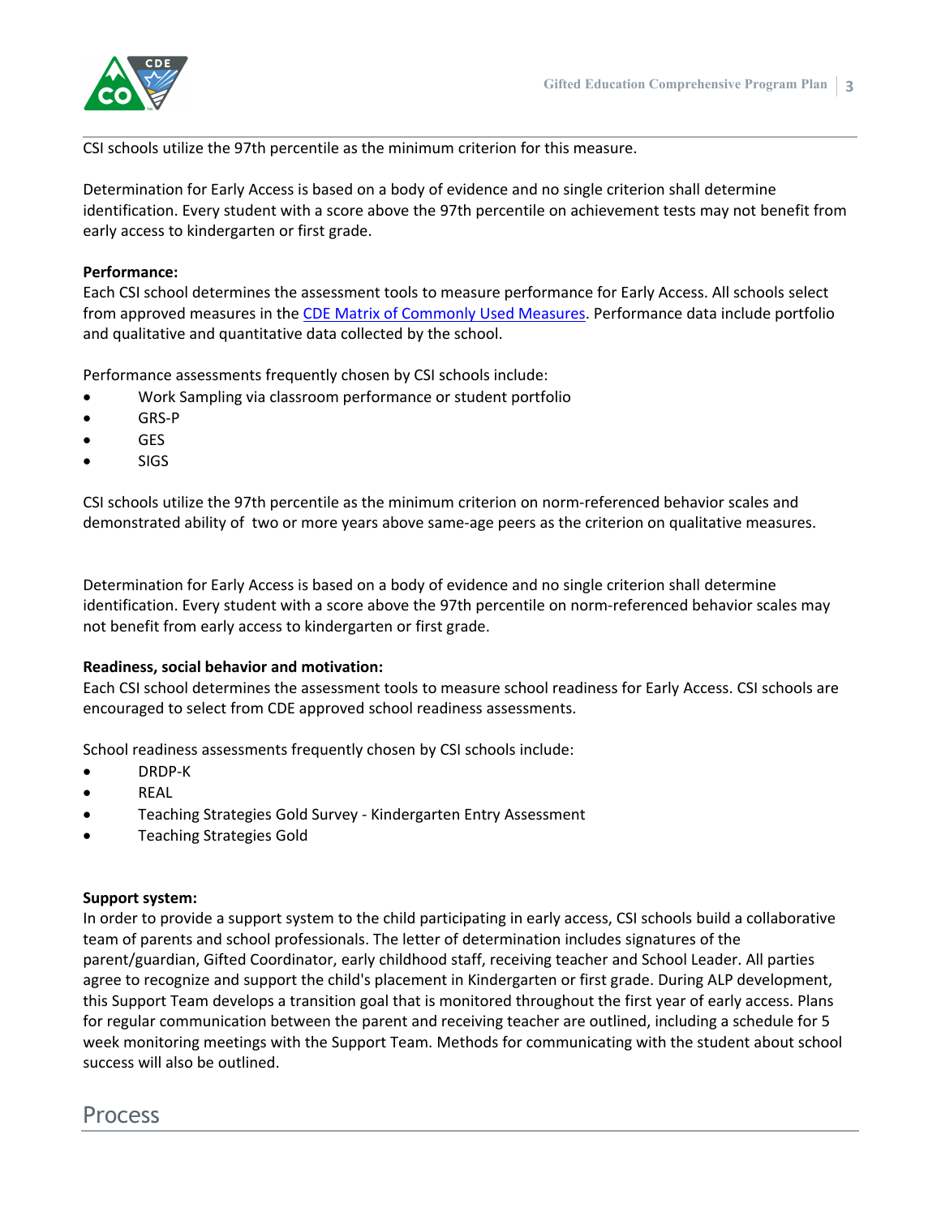CSI schools utilize the 97th percentile as the minimum criterion for this measure.

Determination for Early Access is based on a body of evidence and no single criterion shall determine identification. Every student with a score above the 97th percentile on achievement tests may not benefit from early access to kindergarten or first grade.

**Performance:**
Each CSI school determines the assessment tools to measure performance for Early Access. All schools select from approved measures in the [CDE Matrix of Commonly Used Measures](). Performance data include portfolio and qualitative and quantitative data collected by the school.

Performance assessments frequently chosen by CSI schools include:

- Work Sampling via classroom performance or student portfolio
- GRS-P
- GES
- SIGS

CSI schools utilize the 97th percentile as the minimum criterion on norm-referenced behavior scales and demonstrated ability of two or more years above same-age peers as the criterion on qualitative measures.

Determination for Early Access is based on a body of evidence and no single criterion shall determine identification. Every student with a score above the 97th percentile on norm-referenced behavior scales may not benefit from early access to kindergarten or first grade.

**Readiness, social behavior and motivation:**
Each CSI school determines the assessment tools to measure school readiness for Early Access. CSI schools are encouraged to select from CDE approved school readiness assessments.

School readiness assessments frequently chosen by CSI schools include:

- DRDP-K
- REAL
- Teaching Strategies Gold Survey - Kindergarten Entry Assessment
- Teaching Strategies Gold

**Support system:**
In order to provide a support system to the child participating in early access, CSI schools build a collaborative team of parents and school professionals. The letter of determination includes signatures of the parent/guardian, Gifted Coordinator, early childhood staff, receiving teacher and School Leader. All parties agree to recognize and support the child's placement in Kindergarten or first grade. During ALP development, this Support Team develops a transition goal that is monitored throughout the first year of early access. Plans for regular communication between the parent and receiving teacher are outlined, including a schedule for 5 week monitoring meetings with the Support Team. Methods for communicating with the student about school success will also be outlined.

## Process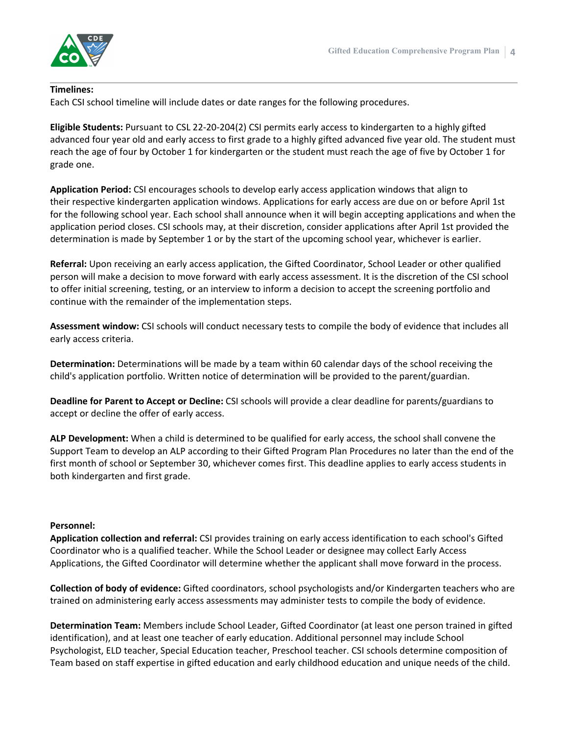**Timelines:**
Each CSI school timeline will include dates or date ranges for the following procedures.

**Eligible Students:** Pursuant to CSL 22-20-204(2) CSI permits early access to kindergarten to a highly gifted advanced four year old and early access to first grade to a highly gifted advanced five year old. The student must reach the age of four by October 1 for kindergarten or the student must reach the age of five by October 1 for grade one.

**Application Period:** CSI encourages schools to develop early access application windows that align to their respective kindergarten application windows. Applications for early access are due on or before April 1st for the following school year. Each school shall announce when it will begin accepting applications and when the application period closes. CSI schools may, at their discretion, consider applications after April 1st provided the determination is made by September 1 or by the start of the upcoming school year, whichever is earlier.

**Referral:** Upon receiving an early access application, the Gifted Coordinator, School Leader or other qualified person will make a decision to move forward with early access assessment. It is the discretion of the CSI school to offer initial screening, testing, or an interview to inform a decision to accept the screening portfolio and continue with the remainder of the implementation steps.

**Assessment window:** CSI schools will conduct necessary tests to compile the body of evidence that includes all early access criteria.

**Determination:** Determinations will be made by a team within 60 calendar days of the school receiving the child's application portfolio. Written notice of determination will be provided to the parent/guardian.

**Deadline for Parent to Accept or Decline:** CSI schools will provide a clear deadline for parents/guardians to accept or decline the offer of early access.

**ALP Development:** When a child is determined to be qualified for early access, the school shall convene the Support Team to develop an ALP according to their Gifted Program Plan Procedures no later than the end of the first month of school or September 30, whichever comes first. This deadline applies to early access students in both kindergarten and first grade.

**Personnel:**

**Application collection and referral:** CSI provides training on early access identification to each school's Gifted Coordinator who is a qualified teacher. While the School Leader or designee may collect Early Access Applications, the Gifted Coordinator will determine whether the applicant shall move forward in the process.

**Collection of body of evidence:** Gifted coordinators, school psychologists and/or Kindergarten teachers who are trained on administering early access assessments may administer tests to compile the body of evidence.

**Determination Team:** Members include School Leader, Gifted Coordinator (at least one person trained in gifted identification), and at least one teacher of early education. Additional personnel may include School Psychologist, ELD teacher, Special Education teacher, Preschool teacher. CSI schools determine composition of Team based on staff expertise in gifted education and early childhood education and unique needs of the child.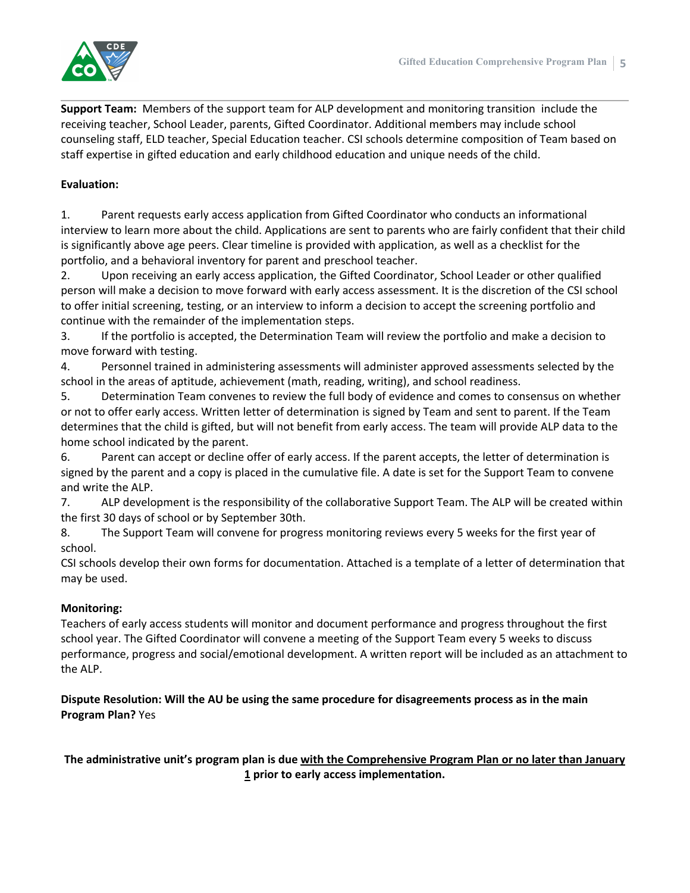**Support Team:** Members of the support team for ALP development and monitoring transition include the receiving teacher, School Leader, parents, Gifted Coordinator. Additional members may include school counseling staff, ELD teacher, Special Education teacher. CSI schools determine composition of Team based on staff expertise in gifted education and early childhood education and unique needs of the child.

**Evaluation:**

1. Parent requests early access application from Gifted Coordinator who conducts an informational interview to learn more about the child. Applications are sent to parents who are fairly confident that their child is significantly above age peers. Clear timeline is provided with application, as well as a checklist for the portfolio, and a behavioral inventory for parent and preschool teacher.
2. Upon receiving an early access application, the Gifted Coordinator, School Leader or other qualified person will make a decision to move forward with early access assessment. It is the discretion of the CSI school to offer initial screening, testing, or an interview to inform a decision to accept the screening portfolio and continue with the remainder of the implementation steps.
3. If the portfolio is accepted, the Determination Team will review the portfolio and make a decision to move forward with testing.
4. Personnel trained in administering assessments will administer approved assessments selected by the school in the areas of aptitude, achievement (math, reading, writing), and school readiness.
5. Determination Team convenes to review the full body of evidence and comes to consensus on whether or not to offer early access. Written letter of determination is signed by Team and sent to parent. If the Team determines that the child is gifted, but will not benefit from early access. The team will provide ALP data to the home school indicated by the parent.
6. Parent can accept or decline offer of early access. If the parent accepts, the letter of determination is signed by the parent and a copy is placed in the cumulative file. A date is set for the Support Team to convene and write the ALP.
7. ALP development is the responsibility of the collaborative Support Team. The ALP will be created within the first 30 days of school or by September 30th.
8. The Support Team will convene for progress monitoring reviews every 5 weeks for the first year of school.

CSI schools develop their own forms for documentation. Attached is a template of a letter of determination that may be used.

**Monitoring:**
Teachers of early access students will monitor and document performance and progress throughout the first school year. The Gifted Coordinator will convene a meeting of the Support Team every 5 weeks to discuss performance, progress and social/emotional development. A written report will be included as an attachment to the ALP.

**Dispute Resolution: Will the AU be using the same procedure for disagreements process as in the main Program Plan?** Yes

**The administrative unit's program plan is due with the Comprehensive Program Plan or no later than January 1 prior to early access implementation.**